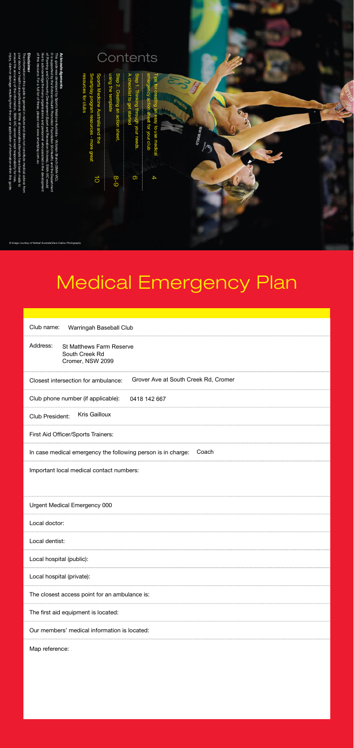## Contents

Tips for creating an easy to use medical emergency action sheet for your club 4

Step 1. Thinking through your needs. A checklist to get started 6

Step 2. Creating an action sheet, using the template 8-9

Sports Medicine Australia and the Smartplay program resources - more great resources for clubs 10

**Acknowledgements**

This resource was developed by Sports Medicine Australia - Victorian Branch (SMA-VIC). It is supported by the Victorian Health Promotion Foundation (VicHealth) and the Department of Planning and Community Development - Sport and Recreation Victoria. SMA-VIC would like to acknowledge the many organisations and individuals who assisted in the development of this resource. For a full list of these, please visit www.smartplay.com.au

**Disclaimer**

The information in this guide is general in nature and does not constitute medical advice from a doctor or qualified health professional. While all reasonable care has been taken to ensure the accuracy of the information, SMA-VIC cannot accept responsibility for loss, injury, claim or damage resulting from the use or application of information within this guide.

© Image courtesy of Netball Australia/Dave Callow Photography

# Medical Emergency Plan

Club name: Warringah Baseball Club

Address: St Matthews Farm Reserve
South Creek Rd
Cromer, NSW 2099

Closest intersection for ambulance: Grover Ave at South Creek Rd, Cromer

Club phone number (if applicable): 0418 142 667

Club President: Kris Gailloux

First Aid Officer/Sports Trainers:

In case medical emergency the following person is in charge: Coach

Important local medical contact numbers:

Urgent Medical Emergency 000

Local doctor:

Local dentist:

Local hospital (public):

Local hospital (private):

The closest access point for an ambulance is:

The first aid equipment is located:

Our members' medical information is located:

Map reference: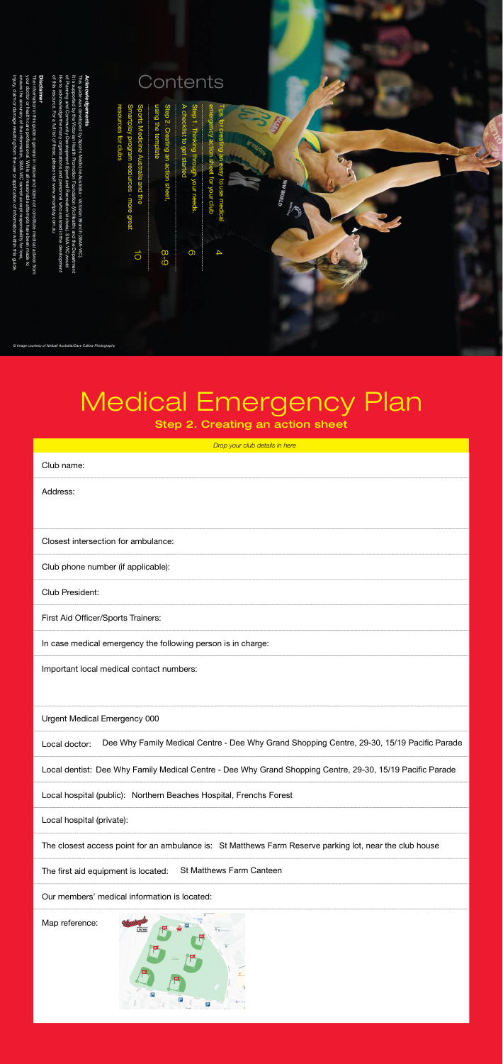# Contents

Tips for creating an easy to use medical emergency action sheet for your club ........ 4

Step 1. Thinking through your needs. A checklist to get started ........ 6

Step 2. Creating an action sheet, using the template ........ 8-9

Sports Medicine Australia and the Smartplay program resources - more great resources for clubs ........ 10

**Acknowledgements**

This resource was developed by Sports Medicine Australia - Victorian Branch (SMA-VIC). It is supported by the Victorian Health Promotion Foundation (VicHealth) and the Department of Planning and Community Development - Sport and Recreation Victoria. SMA-VIC would like to thank the many community sports clubs who assisted in the development of this resource. For a full list of these, please visit www.smartplay.com.au

**Disclaimer**

The information in this guide is general in nature and does not constitute medical advice from your doctor or other health professional. While all reasonable steps have been taken to ensure the accuracy of the information, SMA-VIC cannot accept responsibility for loss, injury, claim or damage resulting from the use or application of information within this guide.

*© Image courtesy of Netball Australia/Dave Callow Photography*

# Medical Emergency Plan

## Step 2. Creating an action sheet

*Drop your club details in here*

Club name:

Address:

Closest intersection for ambulance:

Club phone number (if applicable):

Club President:

First Aid Officer/Sports Trainers:

In case medical emergency the following person is in charge:

Important local medical contact numbers:

Urgent Medical Emergency 000

Local doctor: Dee Why Family Medical Centre - Dee Why Grand Shopping Centre, 29-30, 15/19 Pacific Parade

Local dentist: Dee Why Family Medical Centre - Dee Why Grand Shopping Centre, 29-30, 15/19 Pacific Parade

Local hospital (public): Northern Beaches Hospital, Frenchs Forest

Local hospital (private):

The closest access point for an ambulance is: St Matthews Farm Reserve parking lot, near the club house

The first aid equipment is located: St Matthews Farm Canteen

Our members' medical information is located:

Map reference: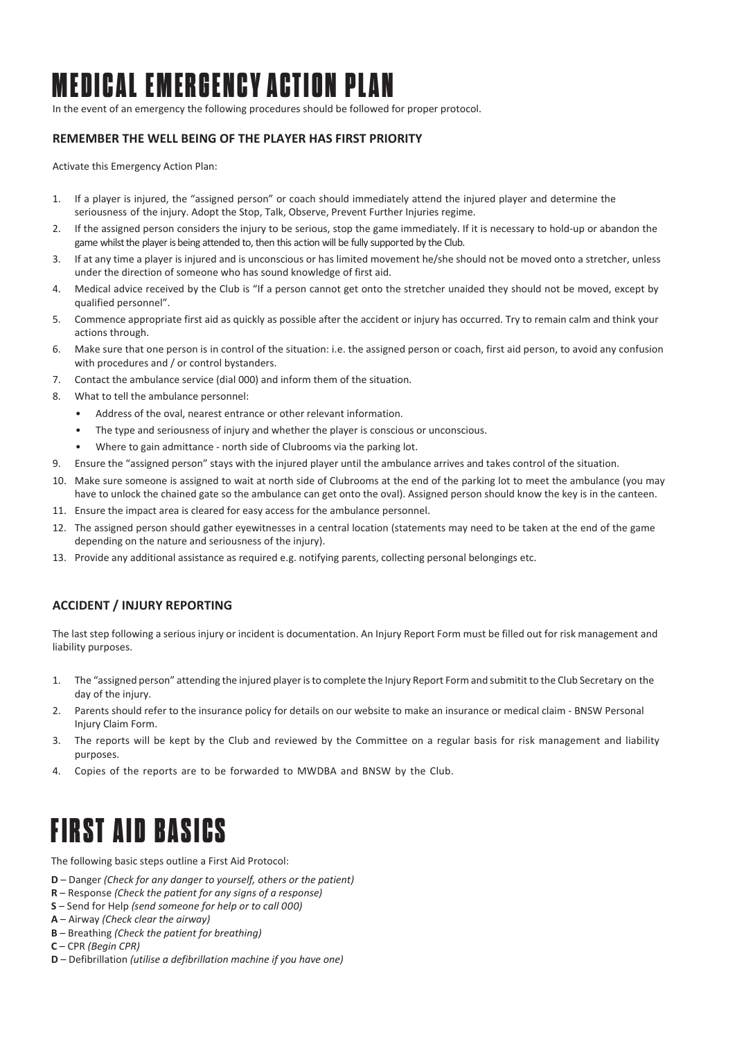# MEDICAL EMERGENCY ACTION PLAN

In the event of an emergency the following procedures should be followed for proper protocol.

### REMEMBER THE WELL BEING OF THE PLAYER HAS FIRST PRIORITY

Activate this Emergency Action Plan:

1. If a player is injured, the "assigned person" or coach should immediately attend the injured player and determine the seriousness of the injury. Adopt the Stop, Talk, Observe, Prevent Further Injuries regime.
2. If the assigned person considers the injury to be serious, stop the game immediately. If it is necessary to hold-up or abandon the game whilst the player is being attended to, then this action will be fully supported by the Club.
3. If at any time a player is injured and is unconscious or has limited movement he/she should not be moved onto a stretcher, unless under the direction of someone who has sound knowledge of first aid.
4. Medical advice received by the Club is "If a person cannot get onto the stretcher unaided they should not be moved, except by qualified personnel".
5. Commence appropriate first aid as quickly as possible after the accident or injury has occurred. Try to remain calm and think your actions through.
6. Make sure that one person is in control of the situation: i.e. the assigned person or coach, first aid person, to avoid any confusion with procedures and / or control bystanders.
7. Contact the ambulance service (dial 000) and inform them of the situation.
8. What to tell the ambulance personnel:
   - Address of the oval, nearest entrance or other relevant information.
   - The type and seriousness of injury and whether the player is conscious or unconscious.
   - Where to gain admittance - north side of Clubrooms via the parking lot.
9. Ensure the "assigned person" stays with the injured player until the ambulance arrives and takes control of the situation.
10. Make sure someone is assigned to wait at north side of Clubrooms at the end of the parking lot to meet the ambulance (you may have to unlock the chained gate so the ambulance can get onto the oval). Assigned person should know the key is in the canteen.
11. Ensure the impact area is cleared for easy access for the ambulance personnel.
12. The assigned person should gather eyewitnesses in a central location (statements may need to be taken at the end of the game depending on the nature and seriousness of the injury).
13. Provide any additional assistance as required e.g. notifying parents, collecting personal belongings etc.

### ACCIDENT / INJURY REPORTING

The last step following a serious injury or incident is documentation. An Injury Report Form must be filled out for risk management and liability purposes.

1. The "assigned person" attending the injured player is to complete the Injury Report Form and submitit to the Club Secretary on the day of the injury.
2. Parents should refer to the insurance policy for details on our website to make an insurance or medical claim - BNSW Personal Injury Claim Form.
3. The reports will be kept by the Club and reviewed by the Committee on a regular basis for risk management and liability purposes.
4. Copies of the reports are to be forwarded to MWDBA and BNSW by the Club.

# FIRST AID BASICS

The following basic steps outline a First Aid Protocol:

**D** – Danger *(Check for any danger to yourself, others or the patient)*
**R** – Response *(Check the patient for any signs of a response)*
**S** – Send for Help *(send someone for help or to call 000)*
**A** – Airway *(Check clear the airway)*
**B** – Breathing *(Check the patient for breathing)*
**C** – CPR *(Begin CPR)*
**D** – Defibrillation *(utilise a defibrillation machine if you have one)*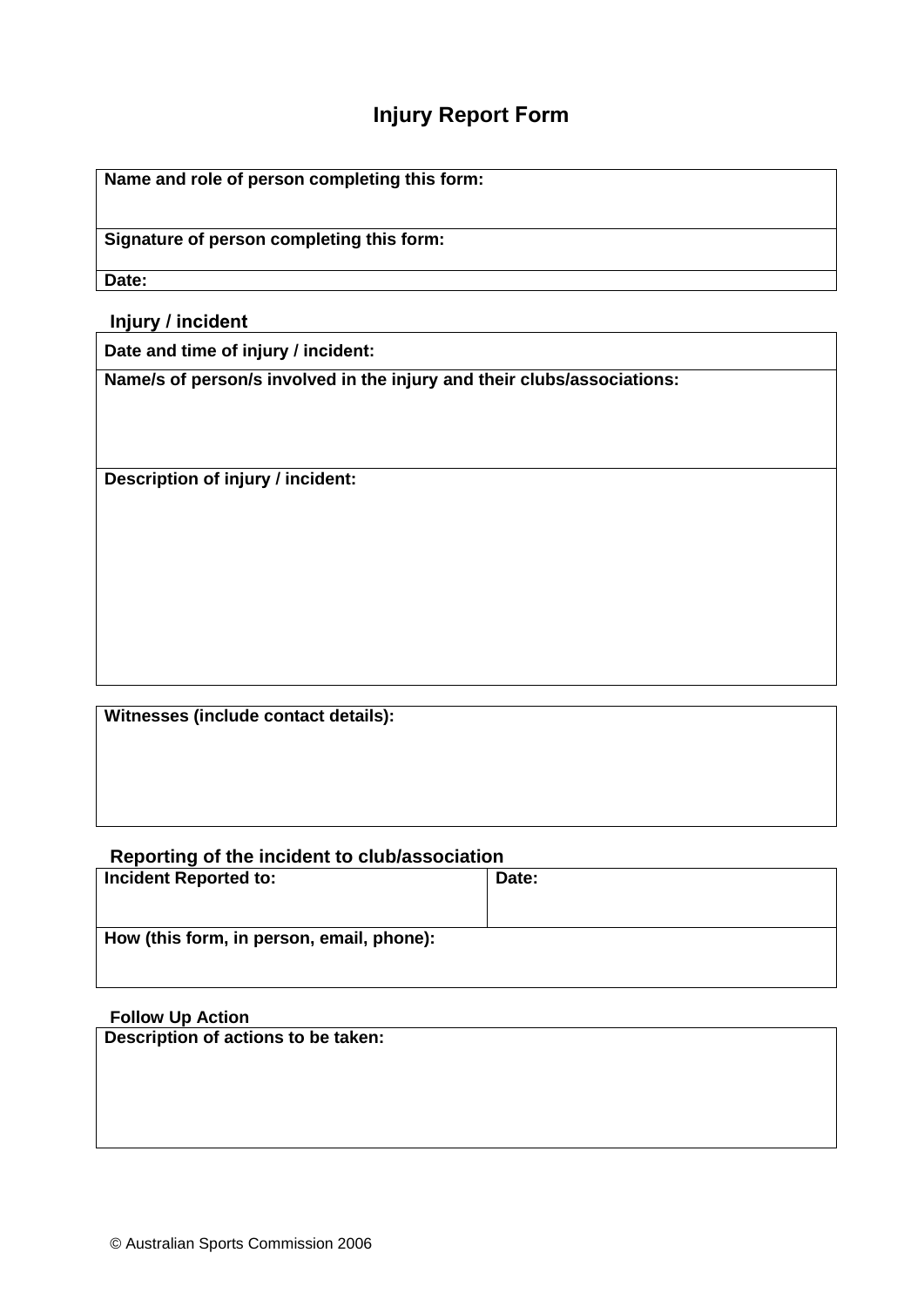# Injury Report Form

| |
|---|
| **Name and role of person completing this form:** |
| **Signature of person completing this form:** |
| **Date:** |

## Injury / incident

| |
|---|
| **Date and time of injury / incident:** |
| **Name/s of person/s involved in the injury and their clubs/associations:** |
| **Description of injury / incident:** |

| |
|---|
| **Witnesses (include contact details):** |

## Reporting of the incident to club/association

| | |
|---|---|
| **Incident Reported to:** | **Date:** |
| **How (this form, in person, email, phone):** | |

## Follow Up Action

| |
|---|
| **Description of actions to be taken:** |

© Australian Sports Commission 2006